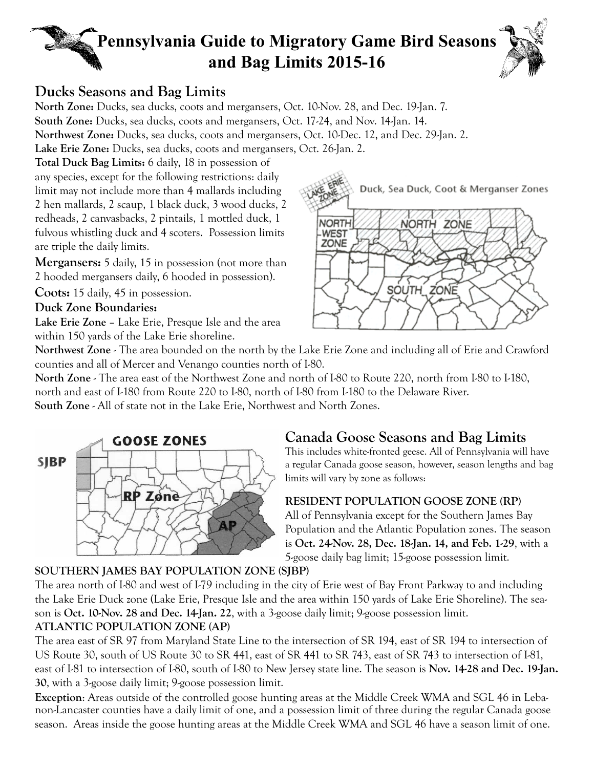# Pennsylvania Guide to Migratory Game Bird Seasons and Bag Limits 2015-16

## Ducks Seasons and Bag Limits

**North Zone:** Ducks, sea ducks, coots and mergansers, Oct. 10-Nov. 28, and Dec. 19-Jan. 7.

**South Zone:** Ducks, sea ducks, coots and mergansers, Oct. 17-24, and Nov. 14-Jan. 14.

**Northwest Zone:** Ducks, sea ducks, coots and mergansers, Oct. 10-Dec. 12, and Dec. 29-Jan. 2.

**Lake Erie Zone:** Ducks, sea ducks, coots and mergansers, Oct. 26-Jan. 2.

**Total Duck Bag Limits:** 6 daily, 18 in possession of any species, except for the following restrictions: daily limit may not include more than 4 mallards including 2 hen mallards, 2 scaup, 1 black duck, 3 wood ducks, 2 redheads, 2 canvasbacks, 2 pintails, 1 mottled duck, 1 fulvous whistling duck and 4 scoters. Possession limits are triple the daily limits.

**Mergansers:** 5 daily, 15 in possession (not more than 2 hooded mergansers daily, 6 hooded in possession).

**Coots:** 15 daily, 45 in possession.

**Duck Zone Boundaries:**

**Lake Erie Zone** – Lake Erie, Presque Isle and the area within 150 yards of the Lake Erie shoreline.

**Northwest Zone** - The area bounded on the north by the Lake Erie Zone and including all of Erie and Crawford counties and all of Mercer and Venango counties north of I-80.

**North Zone** - The area east of the Northwest Zone and north of I-80 to Route 220, north from I-80 to I-180, north and east of I-180 from Route 220 to I-80, north of I-80 from I-180 to the Delaware River.

**South Zone** - All of state not in the Lake Erie, Northwest and North Zones.

## Canada Goose Seasons and Bag Limits

This includes white-fronted geese. All of Pennsylvania will have a regular Canada goose season, however, season lengths and bag limits will vary by zone as follows:

**RESIDENT POPULATION GOOSE ZONE (RP)**

All of Pennsylvania except for the Southern James Bay Population and the Atlantic Population zones. The season is **Oct. 24-Nov. 28, Dec. 18-Jan. 14, and Feb. 1-29**, with a 5-goose daily bag limit; 15-goose possession limit.

**SOUTHERN JAMES BAY POPULATION ZONE (SJBP)**

The area north of I-80 and west of I-79 including in the city of Erie west of Bay Front Parkway to and including the Lake Erie Duck zone (Lake Erie, Presque Isle and the area within 150 yards of Lake Erie Shoreline). The season is **Oct. 10-Nov. 28 and Dec. 14-Jan. 22**, with a 3-goose daily limit; 9-goose possession limit.

**ATLANTIC POPULATION ZONE (AP)**

The area east of SR 97 from Maryland State Line to the intersection of SR 194, east of SR 194 to intersection of US Route 30, south of US Route 30 to SR 441, east of SR 441 to SR 743, east of SR 743 to intersection of I-81, east of I-81 to intersection of I-80, south of I-80 to New Jersey state line. The season is **Nov. 14-28 and Dec. 19-Jan. 30**, with a 3-goose daily limit; 9-goose possession limit.

**Exception**: Areas outside of the controlled goose hunting areas at the Middle Creek WMA and SGL 46 in Lebanon-Lancaster counties have a daily limit of one, and a possession limit of three during the regular Canada goose season. Areas inside the goose hunting areas at the Middle Creek WMA and SGL 46 have a season limit of one.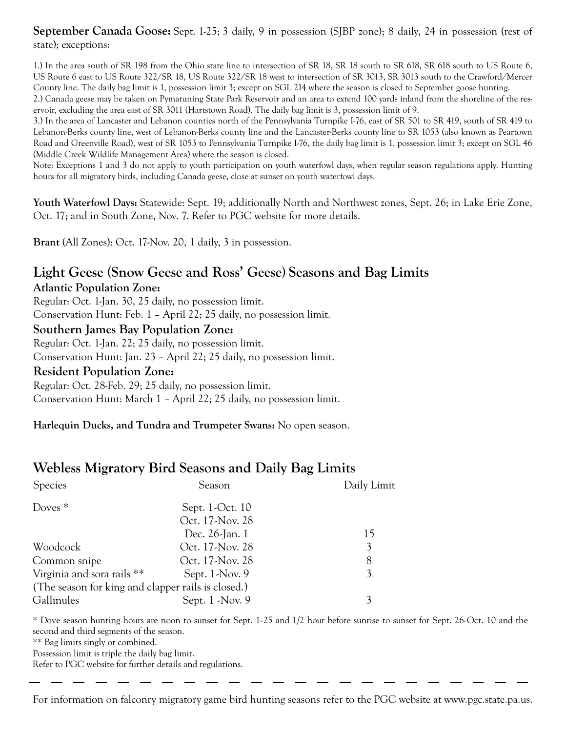**September Canada Goose:** Sept. 1-25; 3 daily, 9 in possession (SJBP zone); 8 daily, 24 in possession (rest of state); exceptions:

1.) In the area south of SR 198 from the Ohio state line to intersection of SR 18, SR 18 south to SR 618, SR 618 south to US Route 6, US Route 6 east to US Route 322/SR 18, US Route 322/SR 18 west to intersection of SR 3013, SR 3013 south to the Crawford/Mercer County line. The daily bag limit is 1, possession limit 3; except on SGL 214 where the season is closed to September goose hunting.
2.) Canada geese may be taken on Pymatuning State Park Reservoir and an area to extend 100 yards inland from the shoreline of the reservoir, excluding the area east of SR 3011 (Hartstown Road). The daily bag limit is 3, possession limit of 9.
3.) In the area of Lancaster and Lebanon counties north of the Pennsylvania Turnpike I-76, east of SR 501 to SR 419, south of SR 419 to Lebanon-Berks county line, west of Lebanon-Berks county line and the Lancaster-Berks county line to SR 1053 (also known as Peartown Road and Greenville Road), west of SR 1053 to Pennsylvania Turnpike I-76, the daily bag limit is 1, possession limit 3; except on SGL 46 (Middle Creek Wildlife Management Area) where the season is closed.
Note: Exceptions 1 and 3 do not apply to youth participation on youth waterfowl days, when regular season regulations apply. Hunting hours for all migratory birds, including Canada geese, close at sunset on youth waterfowl days.

**Youth Waterfowl Days:** Statewide: Sept. 19; additionally North and Northwest zones, Sept. 26; in Lake Erie Zone, Oct. 17; and in South Zone, Nov. 7. Refer to PGC website for more details.

**Brant** (All Zones): Oct. 17-Nov. 20, 1 daily, 3 in possession.

## Light Geese (Snow Geese and Ross' Geese) Seasons and Bag Limits

### Atlantic Population Zone:

Regular: Oct. 1-Jan. 30, 25 daily, no possession limit.
Conservation Hunt: Feb. 1 – April 22; 25 daily, no possession limit.

### Southern James Bay Population Zone:

Regular: Oct. 1-Jan. 22; 25 daily, no possession limit.
Conservation Hunt: Jan. 23 – April 22; 25 daily, no possession limit.

### Resident Population Zone:

Regular: Oct. 28-Feb. 29; 25 daily, no possession limit.
Conservation Hunt: March 1 – April 22; 25 daily, no possession limit.

**Harlequin Ducks, and Tundra and Trumpeter Swans:** No open season.

## Webless Migratory Bird Seasons and Daily Bag Limits

| Species | Season | Daily Limit |
|---|---|---|
| Doves * | Sept. 1-Oct. 10 | |
| | Oct. 17-Nov. 28 | |
| | Dec. 26-Jan. 1 | 15 |
| Woodcock | Oct. 17-Nov. 28 | 3 |
| Common snipe | Oct. 17-Nov. 28 | 8 |
| Virginia and sora rails ** | Sept. 1-Nov. 9 | 3 |
| (The season for king and clapper rails is closed.) | | |
| Gallinules | Sept. 1 -Nov. 9 | 3 |

* Dove season hunting hours are noon to sunset for Sept. 1-25 and 1/2 hour before sunrise to sunset for Sept. 26-Oct. 10 and the second and third segments of the season.
** Bag limits singly or combined.
Possession limit is triple the daily bag limit.
Refer to PGC website for further details and regulations.

For information on falconry migratory game bird hunting seasons refer to the PGC website at www.pgc.state.pa.us.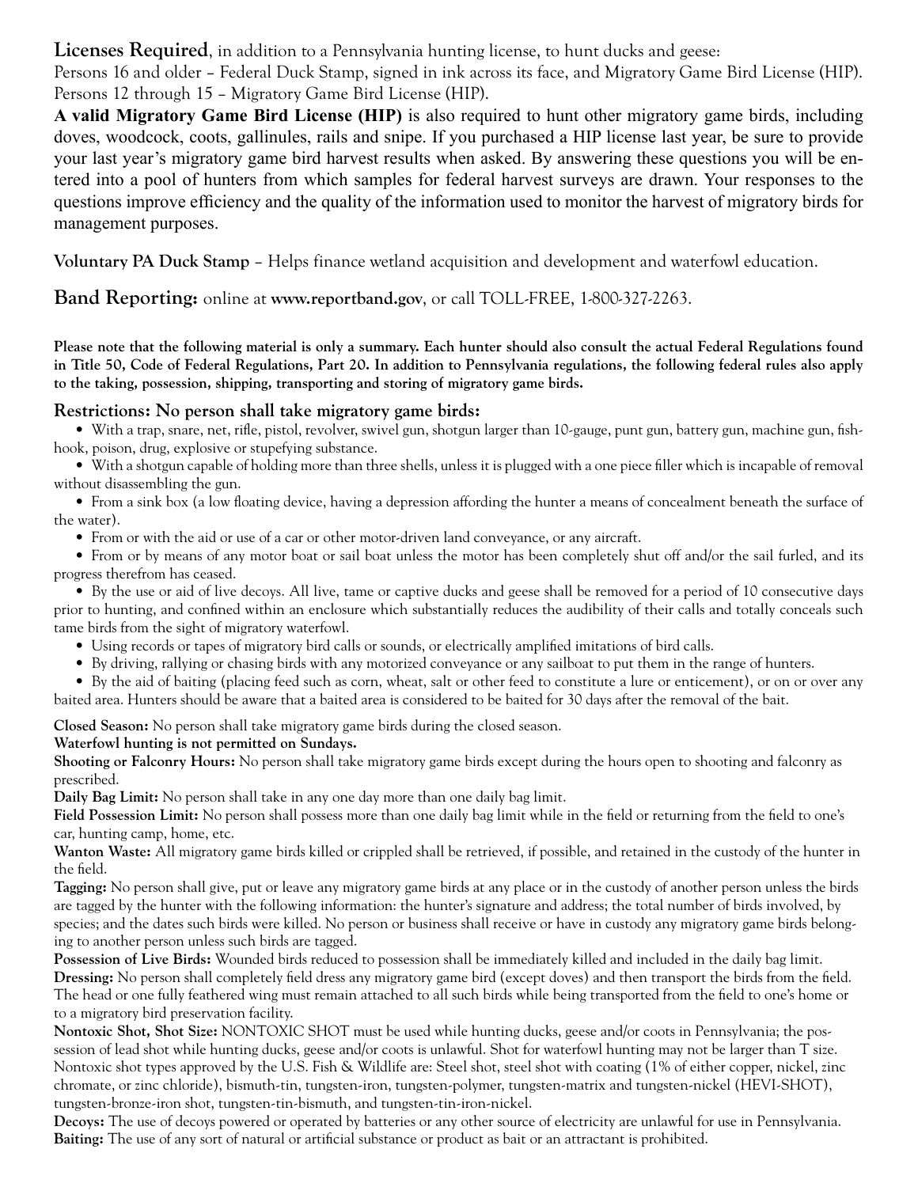**Licenses Required**, in addition to a Pennsylvania hunting license, to hunt ducks and geese:
Persons 16 and older – Federal Duck Stamp, signed in ink across its face, and Migratory Game Bird License (HIP).
Persons 12 through 15 – Migratory Game Bird License (HIP).

**A valid Migratory Game Bird License (HIP)** is also required to hunt other migratory game birds, including doves, woodcock, coots, gallinules, rails and snipe. If you purchased a HIP license last year, be sure to provide your last year's migratory game bird harvest results when asked. By answering these questions you will be entered into a pool of hunters from which samples for federal harvest surveys are drawn. Your responses to the questions improve efficiency and the quality of the information used to monitor the harvest of migratory birds for management purposes.

**Voluntary PA Duck Stamp** – Helps finance wetland acquisition and development and waterfowl education.

**Band Reporting:** online at **www.reportband.gov**, or call TOLL-FREE, 1-800-327-2263.

**Please note that the following material is only a summary. Each hunter should also consult the actual Federal Regulations found in Title 50, Code of Federal Regulations, Part 20. In addition to Pennsylvania regulations, the following federal rules also apply to the taking, possession, shipping, transporting and storing of migratory game birds.**

### Restrictions: No person shall take migratory game birds:

- With a trap, snare, net, rifle, pistol, revolver, swivel gun, shotgun larger than 10-gauge, punt gun, battery gun, machine gun, fishhook, poison, drug, explosive or stupefying substance.
- With a shotgun capable of holding more than three shells, unless it is plugged with a one piece filler which is incapable of removal without disassembling the gun.
- From a sink box (a low floating device, having a depression affording the hunter a means of concealment beneath the surface of the water).
- From or with the aid or use of a car or other motor-driven land conveyance, or any aircraft.
- From or by means of any motor boat or sail boat unless the motor has been completely shut off and/or the sail furled, and its progress therefrom has ceased.
- By the use or aid of live decoys. All live, tame or captive ducks and geese shall be removed for a period of 10 consecutive days prior to hunting, and confined within an enclosure which substantially reduces the audibility of their calls and totally conceals such tame birds from the sight of migratory waterfowl.
- Using records or tapes of migratory bird calls or sounds, or electrically amplified imitations of bird calls.
- By driving, rallying or chasing birds with any motorized conveyance or any sailboat to put them in the range of hunters.
- By the aid of baiting (placing feed such as corn, wheat, salt or other feed to constitute a lure or enticement), or on or over any baited area. Hunters should be aware that a baited area is considered to be baited for 30 days after the removal of the bait.

**Closed Season:** No person shall take migratory game birds during the closed season.

**Waterfowl hunting is not permitted on Sundays.**

**Shooting or Falconry Hours:** No person shall take migratory game birds except during the hours open to shooting and falconry as prescribed.

**Daily Bag Limit:** No person shall take in any one day more than one daily bag limit.

**Field Possession Limit:** No person shall possess more than one daily bag limit while in the field or returning from the field to one's car, hunting camp, home, etc.

**Wanton Waste:** All migratory game birds killed or crippled shall be retrieved, if possible, and retained in the custody of the hunter in the field.

**Tagging:** No person shall give, put or leave any migratory game birds at any place or in the custody of another person unless the birds are tagged by the hunter with the following information: the hunter's signature and address; the total number of birds involved, by species; and the dates such birds were killed. No person or business shall receive or have in custody any migratory game birds belonging to another person unless such birds are tagged.

**Possession of Live Birds:** Wounded birds reduced to possession shall be immediately killed and included in the daily bag limit.

**Dressing:** No person shall completely field dress any migratory game bird (except doves) and then transport the birds from the field. The head or one fully feathered wing must remain attached to all such birds while being transported from the field to one's home or to a migratory bird preservation facility.

**Nontoxic Shot, Shot Size:** NONTOXIC SHOT must be used while hunting ducks, geese and/or coots in Pennsylvania; the possession of lead shot while hunting ducks, geese and/or coots is unlawful. Shot for waterfowl hunting may not be larger than T size. Nontoxic shot types approved by the U.S. Fish & Wildlife are: Steel shot, steel shot with coating (1% of either copper, nickel, zinc chromate, or zinc chloride), bismuth-tin, tungsten-iron, tungsten-polymer, tungsten-matrix and tungsten-nickel (HEVI-SHOT), tungsten-bronze-iron shot, tungsten-tin-bismuth, and tungsten-tin-iron-nickel.

**Decoys:** The use of decoys powered or operated by batteries or any other source of electricity are unlawful for use in Pennsylvania.

**Baiting:** The use of any sort of natural or artificial substance or product as bait or an attractant is prohibited.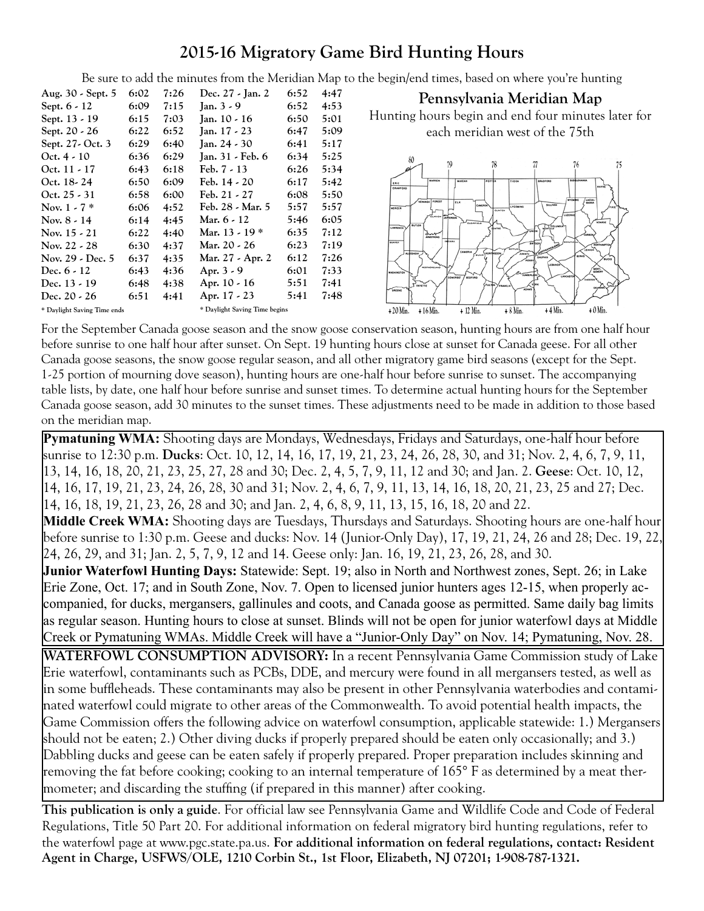# 2015-16 Migratory Game Bird Hunting Hours

Be sure to add the minutes from the Meridian Map to the begin/end times, based on where you're hunting

| | | | | | |
|---|---|---|---|---|---|
| **Aug. 30 - Sept. 5** | 6:02 | 7:26 | **Dec. 27 - Jan. 2** | 6:52 | 4:47 |
| **Sept. 6 - 12** | 6:09 | 7:15 | **Jan. 3 - 9** | 6:52 | 4:53 |
| **Sept. 13 - 19** | 6:15 | 7:03 | **Jan. 10 - 16** | 6:50 | 5:01 |
| **Sept. 20 - 26** | 6:22 | 6:52 | **Jan. 17 - 23** | 6:47 | 5:09 |
| **Sept. 27- Oct. 3** | 6:29 | 6:40 | **Jan. 24 - 30** | 6:41 | 5:17 |
| **Oct. 4 - 10** | 6:36 | 6:29 | **Jan. 31 - Feb. 6** | 6:34 | 5:25 |
| **Oct. 11 - 17** | 6:43 | 6:18 | **Feb. 7 - 13** | 6:26 | 5:34 |
| **Oct. 18- 24** | 6:50 | 6:09 | **Feb. 14 - 20** | 6:17 | 5:42 |
| **Oct. 25 - 31** | 6:58 | 6:00 | **Feb. 21 - 27** | 6:08 | 5:50 |
| **Nov. 1 - 7 *** | 6:06 | 4:52 | **Feb. 28 - Mar. 5** | 5:57 | 5:57 |
| **Nov. 8 - 14** | 6:14 | 4:45 | **Mar. 6 - 12** | 5:46 | 6:05 |
| **Nov. 15 - 21** | 6:22 | 4:40 | **Mar. 13 - 19 *** | 6:35 | 7:12 |
| **Nov. 22 - 28** | 6:30 | 4:37 | **Mar. 20 - 26** | 6:23 | 7:19 |
| **Nov. 29 - Dec. 5** | 6:37 | 4:35 | **Mar. 27 - Apr. 2** | 6:12 | 7:26 |
| **Dec. 6 - 12** | 6:43 | 4:36 | **Apr. 3 - 9** | 6:01 | 7:33 |
| **Dec. 13 - 19** | 6:48 | 4:38 | **Apr. 10 - 16** | 5:51 | 7:41 |
| **Dec. 20 - 26** | 6:51 | 4:41 | **Apr. 17 - 23** | 5:41 | 7:48 |

\* Daylight Saving Time ends

\* Daylight Saving Time begins

## Pennsylvania Meridian Map

Hunting hours begin and end four minutes later for each meridian west of the 75th

80 79 78 77 76 75

+20 Min. +16 Min. +12 Min. +8 Min. +4 Min. +0 Min.

For the September Canada goose season and the snow goose conservation season, hunting hours are from one half hour before sunrise to one half hour after sunset. On Sept. 19 hunting hours close at sunset for Canada geese. For all other Canada goose seasons, the snow goose regular season, and all other migratory game bird seasons (except for the Sept. 1-25 portion of mourning dove season), hunting hours are one-half hour before sunrise to sunset. The accompanying table lists, by date, one half hour before sunrise and sunset times. To determine actual hunting hours for the September Canada goose season, add 30 minutes to the sunset times. These adjustments need to be made in addition to those based on the meridian map.

**Pymatuning WMA:** Shooting days are Mondays, Wednesdays, Fridays and Saturdays, one-half hour before sunrise to 12:30 p.m. **Ducks**: Oct. 10, 12, 14, 16, 17, 19, 21, 23, 24, 26, 28, 30, and 31; Nov. 2, 4, 6, 7, 9, 11, 13, 14, 16, 18, 20, 21, 23, 25, 27, 28 and 30; Dec. 2, 4, 5, 7, 9, 11, 12 and 30; and Jan. 2. **Geese**: Oct. 10, 12, 14, 16, 17, 19, 21, 23, 24, 26, 28, 30 and 31; Nov. 2, 4, 6, 7, 9, 11, 13, 14, 16, 18, 20, 21, 23, 25 and 27; Dec. 14, 16, 18, 19, 21, 23, 26, 28 and 30; and Jan. 2, 4, 6, 8, 9, 11, 13, 15, 16, 18, 20 and 22.

**Middle Creek WMA:** Shooting days are Tuesdays, Thursdays and Saturdays. Shooting hours are one-half hour before sunrise to 1:30 p.m. Geese and ducks: Nov. 14 (Junior-Only Day), 17, 19, 21, 24, 26 and 28; Dec. 19, 22, 24, 26, 29, and 31; Jan. 2, 5, 7, 9, 12 and 14. Geese only: Jan. 16, 19, 21, 23, 26, 28, and 30.

**Junior Waterfowl Hunting Days:** Statewide: Sept. 19; also in North and Northwest zones, Sept. 26; in Lake Erie Zone, Oct. 17; and in South Zone, Nov. 7. Open to licensed junior hunters ages 12-15, when properly accompanied, for ducks, mergansers, gallinules and coots, and Canada goose as permitted. Same daily bag limits as regular season. Hunting hours to close at sunset. Blinds will not be open for junior waterfowl days at Middle Creek or Pymatuning WMAs. Middle Creek will have a "Junior-Only Day" on Nov. 14; Pymatuning, Nov. 28.

**WATERFOWL CONSUMPTION ADVISORY:** In a recent Pennsylvania Game Commission study of Lake Erie waterfowl, contaminants such as PCBs, DDE, and mercury were found in all mergansers tested, as well as in some buffleheads. These contaminants may also be present in other Pennsylvania waterbodies and contaminated waterfowl could migrate to other areas of the Commonwealth. To avoid potential health impacts, the Game Commission offers the following advice on waterfowl consumption, applicable statewide: 1.) Mergansers should not be eaten; 2.) Other diving ducks if properly prepared should be eaten only occasionally; and 3.) Dabbling ducks and geese can be eaten safely if properly prepared. Proper preparation includes skinning and removing the fat before cooking; cooking to an internal temperature of 165° F as determined by a meat thermometer; and discarding the stuffing (if prepared in this manner) after cooking.

**This publication is only a guide**. For official law see Pennsylvania Game and Wildlife Code and Code of Federal Regulations, Title 50 Part 20. For additional information on federal migratory bird hunting regulations, refer to the waterfowl page at www.pgc.state.pa.us. **For additional information on federal regulations, contact: Resident Agent in Charge, USFWS/OLE, 1210 Corbin St., 1st Floor, Elizabeth, NJ 07201; 1-908-787-1321.**